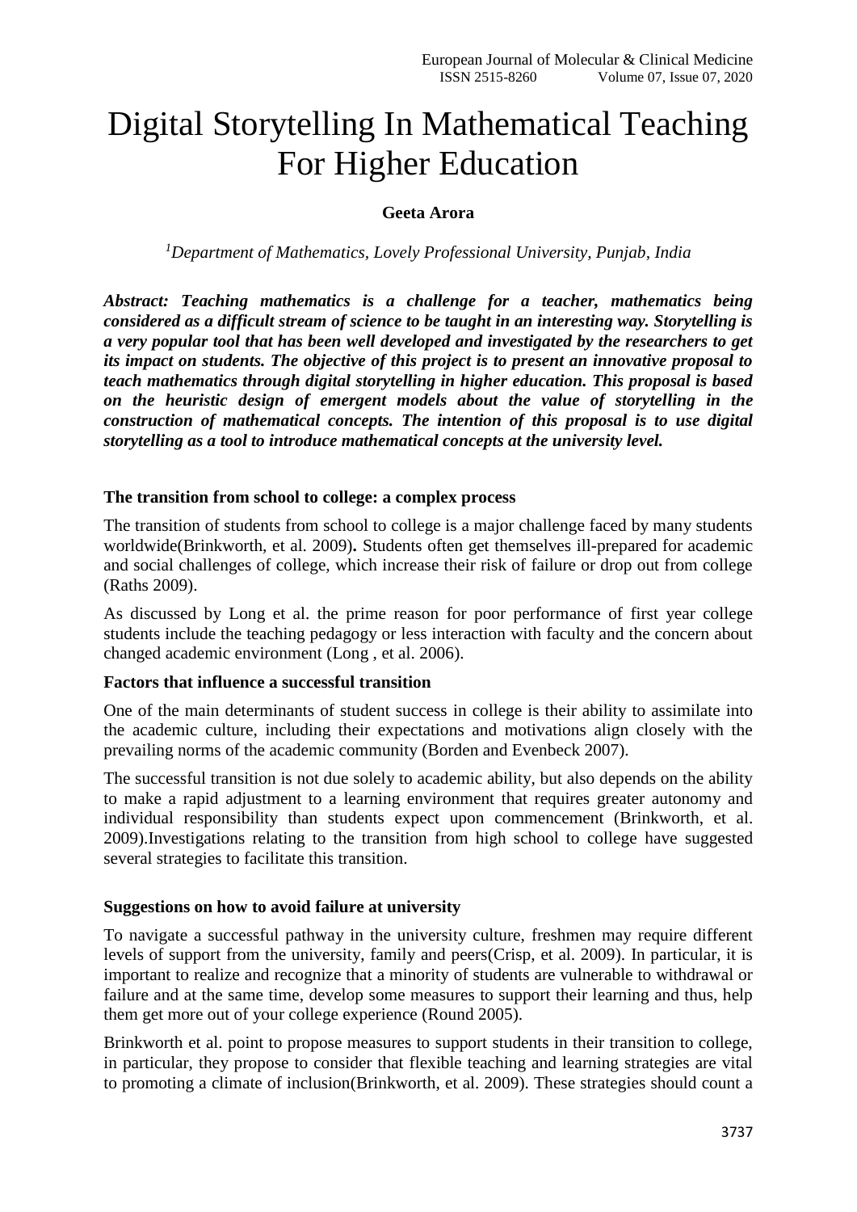# Digital Storytelling In Mathematical Teaching For Higher Education

**Geeta Arora**

*[1]Department of Mathematics, Lovely Professional University, Punjab, India*

***Abstract: Teaching mathematics is a challenge for a teacher, mathematics being considered as a difficult stream of science to be taught in an interesting way. Storytelling is a very popular tool that has been well developed and investigated by the researchers to get its impact on students. The objective of this project is to present an innovative proposal to teach mathematics through digital storytelling in higher education. This proposal is based on the heuristic design of emergent models about the value of storytelling in the construction of mathematical concepts. The intention of this proposal is to use digital storytelling as a tool to introduce mathematical concepts at the university level.***

### The transition from school to college: a complex process

The transition of students from school to college is a major challenge faced by many students worldwide(Brinkworth, et al. 2009)**.** Students often get themselves ill-prepared for academic and social challenges of college, which increase their risk of failure or drop out from college (Raths 2009).

As discussed by Long et al. the prime reason for poor performance of first year college students include the teaching pedagogy or less interaction with faculty and the concern about changed academic environment (Long , et al. 2006).

### Factors that influence a successful transition

One of the main determinants of student success in college is their ability to assimilate into the academic culture, including their expectations and motivations align closely with the prevailing norms of the academic community (Borden and Evenbeck 2007).

The successful transition is not due solely to academic ability, but also depends on the ability to make a rapid adjustment to a learning environment that requires greater autonomy and individual responsibility than students expect upon commencement (Brinkworth, et al. 2009).Investigations relating to the transition from high school to college have suggested several strategies to facilitate this transition.

### Suggestions on how to avoid failure at university

To navigate a successful pathway in the university culture, freshmen may require different levels of support from the university, family and peers(Crisp, et al. 2009). In particular, it is important to realize and recognize that a minority of students are vulnerable to withdrawal or failure and at the same time, develop some measures to support their learning and thus, help them get more out of your college experience (Round 2005).

Brinkworth et al. point to propose measures to support students in their transition to college, in particular, they propose to consider that flexible teaching and learning strategies are vital to promoting a climate of inclusion(Brinkworth, et al. 2009). These strategies should count a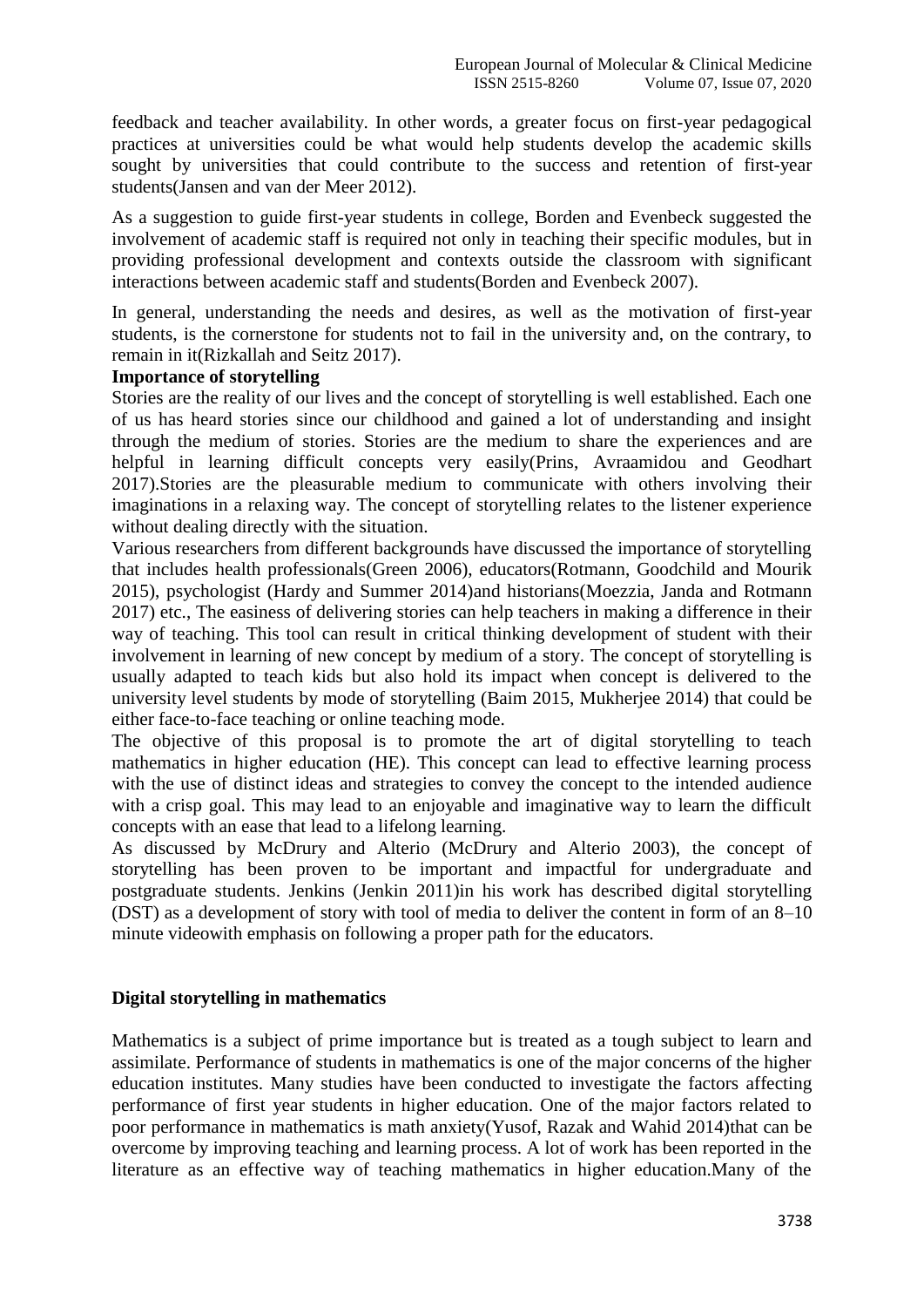feedback and teacher availability. In other words, a greater focus on first-year pedagogical practices at universities could be what would help students develop the academic skills sought by universities that could contribute to the success and retention of first-year students(Jansen and van der Meer 2012).

As a suggestion to guide first-year students in college, Borden and Evenbeck suggested the involvement of academic staff is required not only in teaching their specific modules, but in providing professional development and contexts outside the classroom with significant interactions between academic staff and students(Borden and Evenbeck 2007).

In general, understanding the needs and desires, as well as the motivation of first-year students, is the cornerstone for students not to fail in the university and, on the contrary, to remain in it(Rizkallah and Seitz 2017).

**Importance of storytelling**

Stories are the reality of our lives and the concept of storytelling is well established. Each one of us has heard stories since our childhood and gained a lot of understanding and insight through the medium of stories. Stories are the medium to share the experiences and are helpful in learning difficult concepts very easily(Prins, Avraamidou and Geodhart 2017).Stories are the pleasurable medium to communicate with others involving their imaginations in a relaxing way. The concept of storytelling relates to the listener experience without dealing directly with the situation.

Various researchers from different backgrounds have discussed the importance of storytelling that includes health professionals(Green 2006), educators(Rotmann, Goodchild and Mourik 2015), psychologist (Hardy and Summer 2014)and historians(Moezzia, Janda and Rotmann 2017) etc., The easiness of delivering stories can help teachers in making a difference in their way of teaching. This tool can result in critical thinking development of student with their involvement in learning of new concept by medium of a story. The concept of storytelling is usually adapted to teach kids but also hold its impact when concept is delivered to the university level students by mode of storytelling (Baim 2015, Mukherjee 2014) that could be either face-to-face teaching or online teaching mode.

The objective of this proposal is to promote the art of digital storytelling to teach mathematics in higher education (HE). This concept can lead to effective learning process with the use of distinct ideas and strategies to convey the concept to the intended audience with a crisp goal. This may lead to an enjoyable and imaginative way to learn the difficult concepts with an ease that lead to a lifelong learning.

As discussed by McDrury and Alterio (McDrury and Alterio 2003), the concept of storytelling has been proven to be important and impactful for undergraduate and postgraduate students. Jenkins (Jenkin 2011)in his work has described digital storytelling (DST) as a development of story with tool of media to deliver the content in form of an 8–10 minute videowith emphasis on following a proper path for the educators.

**Digital storytelling in mathematics**

Mathematics is a subject of prime importance but is treated as a tough subject to learn and assimilate. Performance of students in mathematics is one of the major concerns of the higher education institutes. Many studies have been conducted to investigate the factors affecting performance of first year students in higher education. One of the major factors related to poor performance in mathematics is math anxiety(Yusof, Razak and Wahid 2014)that can be overcome by improving teaching and learning process. A lot of work has been reported in the literature as an effective way of teaching mathematics in higher education.Many of the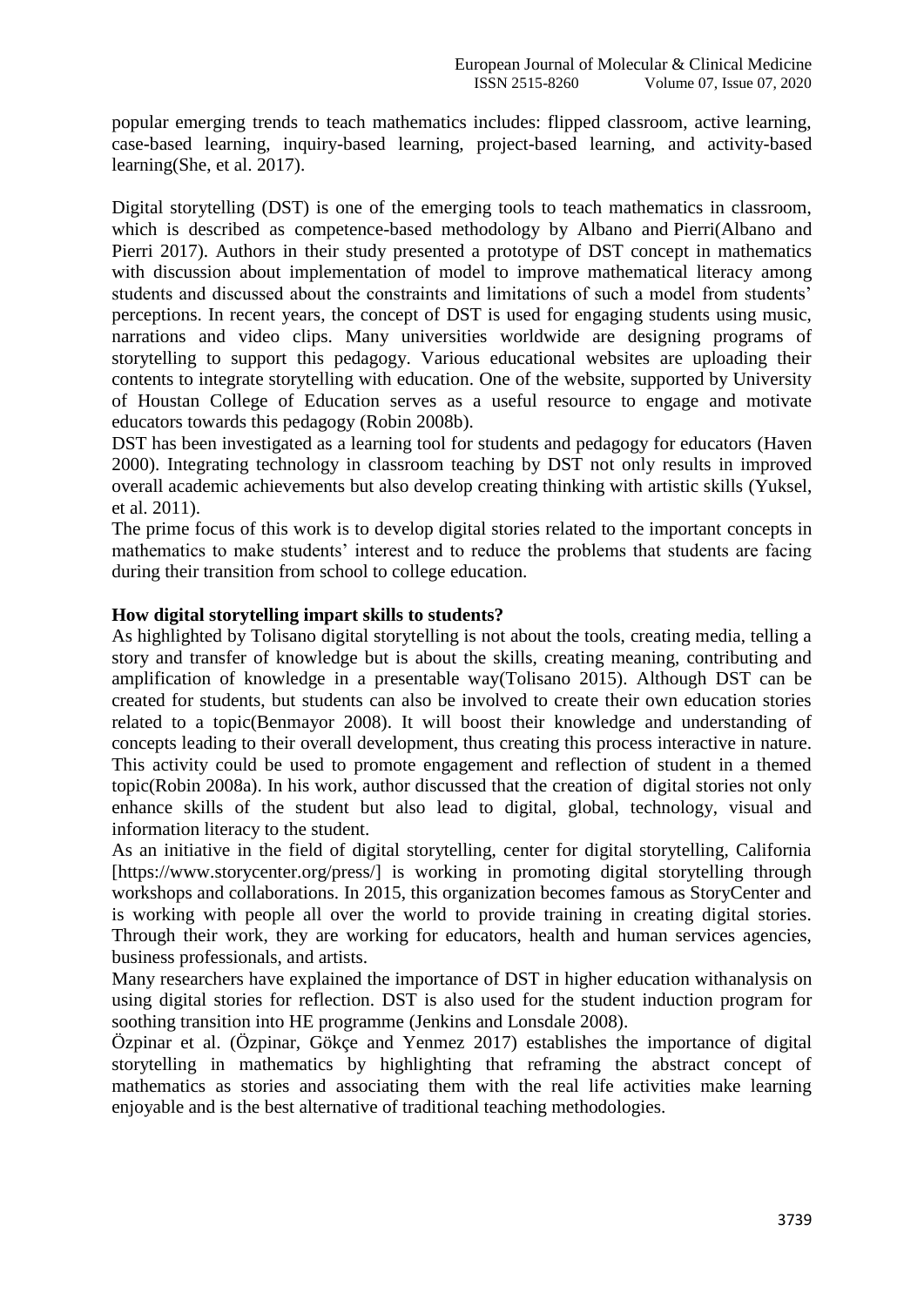popular emerging trends to teach mathematics includes: flipped classroom, active learning, case-based learning, inquiry-based learning, project-based learning, and activity-based learning(She, et al. 2017).

Digital storytelling (DST) is one of the emerging tools to teach mathematics in classroom, which is described as competence-based methodology by Albano and Pierri(Albano and Pierri 2017). Authors in their study presented a prototype of DST concept in mathematics with discussion about implementation of model to improve mathematical literacy among students and discussed about the constraints and limitations of such a model from students' perceptions. In recent years, the concept of DST is used for engaging students using music, narrations and video clips. Many universities worldwide are designing programs of storytelling to support this pedagogy. Various educational websites are uploading their contents to integrate storytelling with education. One of the website, supported by University of Houstan College of Education serves as a useful resource to engage and motivate educators towards this pedagogy (Robin 2008b).

DST has been investigated as a learning tool for students and pedagogy for educators (Haven 2000). Integrating technology in classroom teaching by DST not only results in improved overall academic achievements but also develop creating thinking with artistic skills (Yuksel, et al. 2011).

The prime focus of this work is to develop digital stories related to the important concepts in mathematics to make students' interest and to reduce the problems that students are facing during their transition from school to college education.

**How digital storytelling impart skills to students?**

As highlighted by Tolisano digital storytelling is not about the tools, creating media, telling a story and transfer of knowledge but is about the skills, creating meaning, contributing and amplification of knowledge in a presentable way(Tolisano 2015). Although DST can be created for students, but students can also be involved to create their own education stories related to a topic(Benmayor 2008). It will boost their knowledge and understanding of concepts leading to their overall development, thus creating this process interactive in nature. This activity could be used to promote engagement and reflection of student in a themed topic(Robin 2008a). In his work, author discussed that the creation of digital stories not only enhance skills of the student but also lead to digital, global, technology, visual and information literacy to the student.

As an initiative in the field of digital storytelling, center for digital storytelling, California [https://www.storycenter.org/press/] is working in promoting digital storytelling through workshops and collaborations. In 2015, this organization becomes famous as StoryCenter and is working with people all over the world to provide training in creating digital stories. Through their work, they are working for educators, health and human services agencies, business professionals, and artists.

Many researchers have explained the importance of DST in higher education withanalysis on using digital stories for reflection. DST is also used for the student induction program for soothing transition into HE programme (Jenkins and Lonsdale 2008).

Özpinar et al. (Özpinar, Gökçe and Yenmez 2017) establishes the importance of digital storytelling in mathematics by highlighting that reframing the abstract concept of mathematics as stories and associating them with the real life activities make learning enjoyable and is the best alternative of traditional teaching methodologies.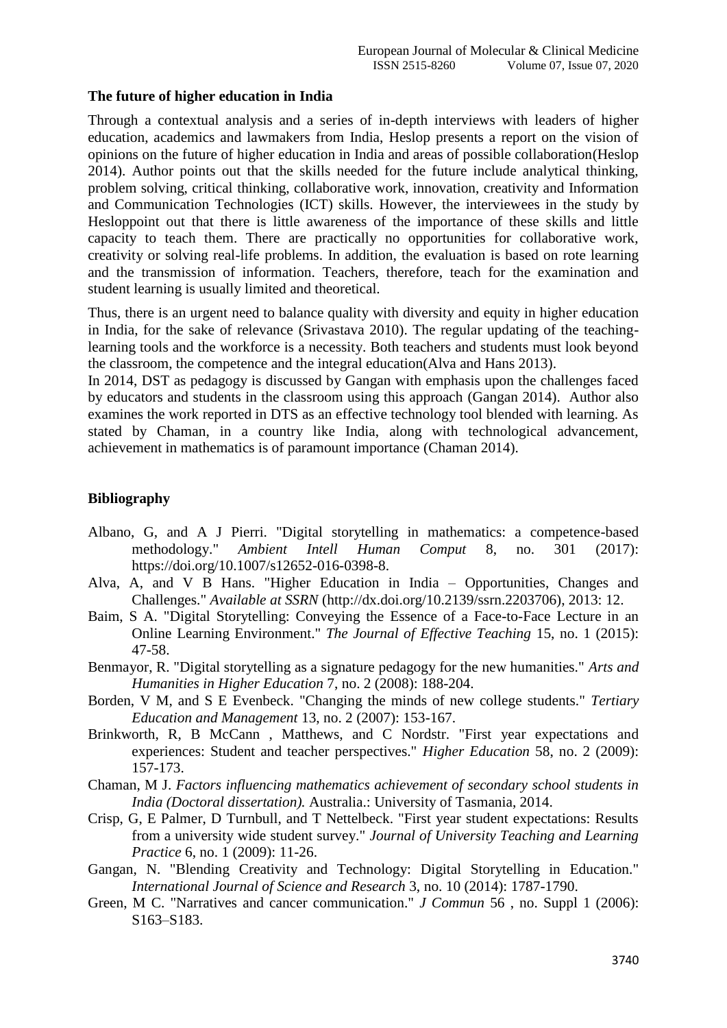### The future of higher education in India

Through a contextual analysis and a series of in-depth interviews with leaders of higher education, academics and lawmakers from India, Heslop presents a report on the vision of opinions on the future of higher education in India and areas of possible collaboration(Heslop 2014). Author points out that the skills needed for the future include analytical thinking, problem solving, critical thinking, collaborative work, innovation, creativity and Information and Communication Technologies (ICT) skills. However, the interviewees in the study by Hesloppoint out that there is little awareness of the importance of these skills and little capacity to teach them. There are practically no opportunities for collaborative work, creativity or solving real-life problems. In addition, the evaluation is based on rote learning and the transmission of information. Teachers, therefore, teach for the examination and student learning is usually limited and theoretical.

Thus, there is an urgent need to balance quality with diversity and equity in higher education in India, for the sake of relevance (Srivastava 2010). The regular updating of the teaching-learning tools and the workforce is a necessity. Both teachers and students must look beyond the classroom, the competence and the integral education(Alva and Hans 2013).

In 2014, DST as pedagogy is discussed by Gangan with emphasis upon the challenges faced by educators and students in the classroom using this approach (Gangan 2014). Author also examines the work reported in DTS as an effective technology tool blended with learning. As stated by Chaman, in a country like India, along with technological advancement, achievement in mathematics is of paramount importance (Chaman 2014).

### Bibliography

- Albano, G, and A J Pierri. "Digital storytelling in mathematics: a competence-based methodology." *Ambient Intell Human Comput* 8, no. 301 (2017): https://doi.org/10.1007/s12652-016-0398-8.
- Alva, A, and V B Hans. "Higher Education in India – Opportunities, Changes and Challenges." *Available at SSRN* (http://dx.doi.org/10.2139/ssrn.2203706), 2013: 12.
- Baim, S A. "Digital Storytelling: Conveying the Essence of a Face-to-Face Lecture in an Online Learning Environment." *The Journal of Effective Teaching* 15, no. 1 (2015): 47-58.
- Benmayor, R. "Digital storytelling as a signature pedagogy for the new humanities." *Arts and Humanities in Higher Education* 7, no. 2 (2008): 188-204.
- Borden, V M, and S E Evenbeck. "Changing the minds of new college students." *Tertiary Education and Management* 13, no. 2 (2007): 153-167.
- Brinkworth, R, B McCann , Matthews, and C Nordstr. "First year expectations and experiences: Student and teacher perspectives." *Higher Education* 58, no. 2 (2009): 157-173.
- Chaman, M J. *Factors influencing mathematics achievement of secondary school students in India (Doctoral dissertation).* Australia.: University of Tasmania, 2014.
- Crisp, G, E Palmer, D Turnbull, and T Nettelbeck. "First year student expectations: Results from a university wide student survey." *Journal of University Teaching and Learning Practice* 6, no. 1 (2009): 11-26.
- Gangan, N. "Blending Creativity and Technology: Digital Storytelling in Education." *International Journal of Science and Research* 3, no. 10 (2014): 1787-1790.
- Green, M C. "Narratives and cancer communication." *J Commun* 56 , no. Suppl 1 (2006): S163–S183.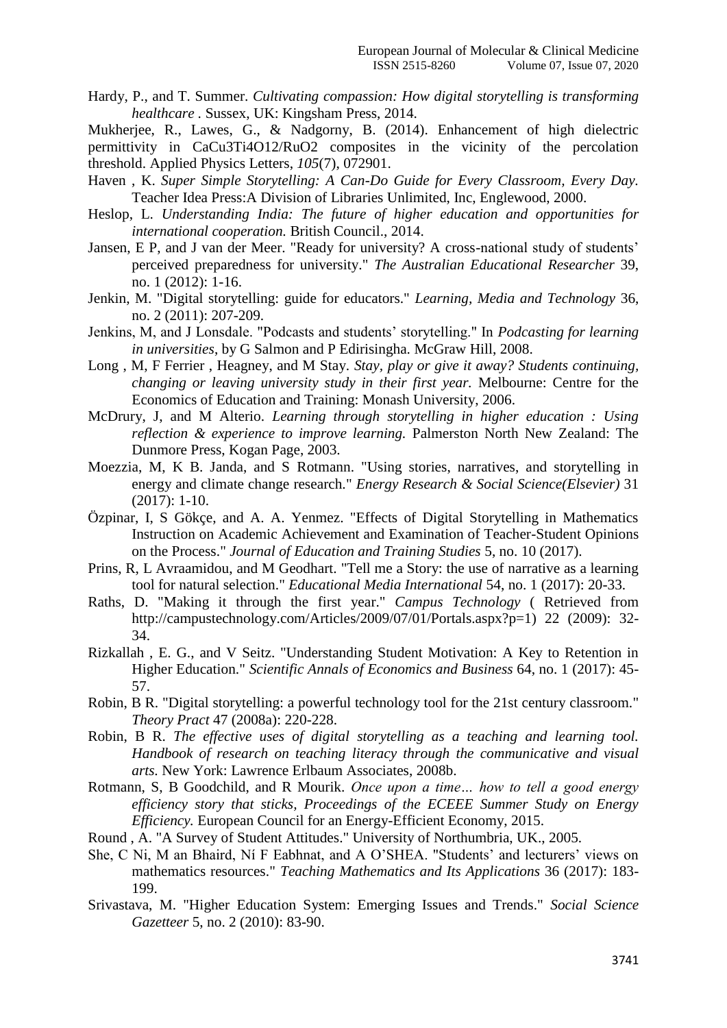Hardy, P., and T. Summer. *Cultivating compassion: How digital storytelling is transforming healthcare* . Sussex, UK: Kingsham Press, 2014.

Mukherjee, R., Lawes, G., & Nadgorny, B. (2014). Enhancement of high dielectric permittivity in CaCu3Ti4O12/RuO2 composites in the vicinity of the percolation threshold. Applied Physics Letters, *105*(7), 072901.

Haven , K. *Super Simple Storytelling: A Can-Do Guide for Every Classroom, Every Day.* Teacher Idea Press:A Division of Libraries Unlimited, Inc, Englewood, 2000.

Heslop, L. *Understanding India: The future of higher education and opportunities for international cooperation.* British Council., 2014.

Jansen, E P, and J van der Meer. "Ready for university? A cross-national study of students' perceived preparedness for university." *The Australian Educational Researcher* 39, no. 1 (2012): 1-16.

Jenkin, M. "Digital storytelling: guide for educators." *Learning, Media and Technology* 36, no. 2 (2011): 207-209.

Jenkins, M, and J Lonsdale. "Podcasts and students' storytelling." In *Podcasting for learning in universities*, by G Salmon and P Edirisingha. McGraw Hill, 2008.

Long , M, F Ferrier , Heagney, and M Stay. *Stay, play or give it away? Students continuing, changing or leaving university study in their first year.* Melbourne: Centre for the Economics of Education and Training: Monash University, 2006.

McDrury, J, and M Alterio. *Learning through storytelling in higher education : Using reflection & experience to improve learning.* Palmerston North New Zealand: The Dunmore Press, Kogan Page, 2003.

Moezzia, M, K B. Janda, and S Rotmann. "Using stories, narratives, and storytelling in energy and climate change research." *Energy Research & Social Science(Elsevier)* 31 (2017): 1-10.

Özpinar, I, S Gökçe, and A. A. Yenmez. "Effects of Digital Storytelling in Mathematics Instruction on Academic Achievement and Examination of Teacher-Student Opinions on the Process." *Journal of Education and Training Studies* 5, no. 10 (2017).

Prins, R, L Avraamidou, and M Geodhart. "Tell me a Story: the use of narrative as a learning tool for natural selection." *Educational Media International* 54, no. 1 (2017): 20-33.

Raths, D. "Making it through the first year." *Campus Technology* ( Retrieved from http://campustechnology.com/Articles/2009/07/01/Portals.aspx?p=1) 22 (2009): 32-34.

Rizkallah , E. G., and V Seitz. "Understanding Student Motivation: A Key to Retention in Higher Education." *Scientific Annals of Economics and Business* 64, no. 1 (2017): 45-57.

Robin, B R. "Digital storytelling: a powerful technology tool for the 21st century classroom." *Theory Pract* 47 (2008a): 220-228.

Robin, B R. *The effective uses of digital storytelling as a teaching and learning tool. Handbook of research on teaching literacy through the communicative and visual arts.* New York: Lawrence Erlbaum Associates, 2008b.

Rotmann, S, B Goodchild, and R Mourik. *Once upon a time… how to tell a good energy efficiency story that sticks, Proceedings of the ECEEE Summer Study on Energy Efficiency.* European Council for an Energy-Efficient Economy, 2015.

Round , A. "A Survey of Student Attitudes." University of Northumbria, UK., 2005.

She, C Ni, M an Bhaird, Ní F Eabhnat, and A O'SHEA. "Students' and lecturers' views on mathematics resources." *Teaching Mathematics and Its Applications* 36 (2017): 183-199.

Srivastava, M. "Higher Education System: Emerging Issues and Trends." *Social Science Gazetteer* 5, no. 2 (2010): 83-90.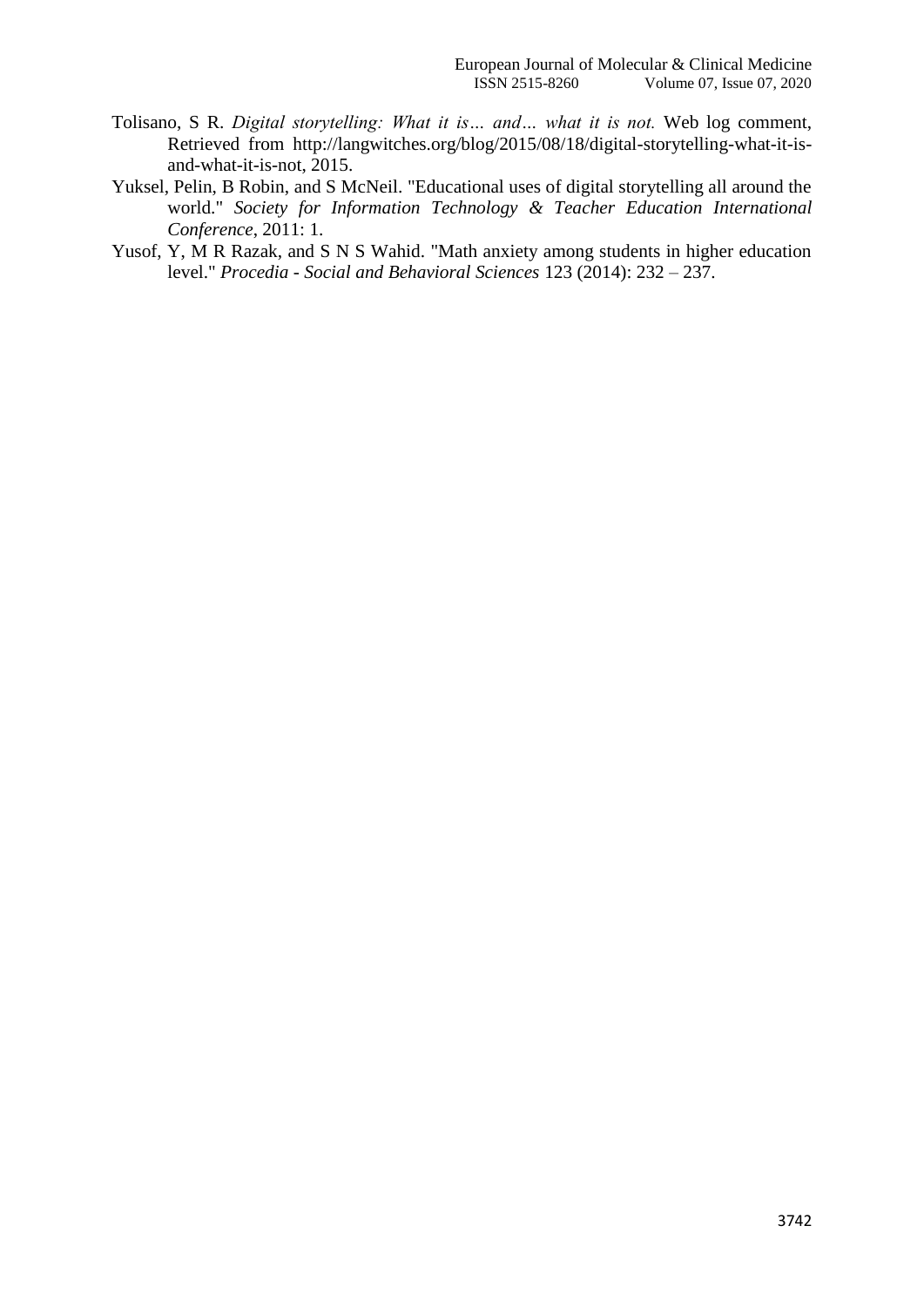Tolisano, S R. *Digital storytelling: What it is… and… what it is not.* Web log comment, Retrieved from http://langwitches.org/blog/2015/08/18/digital-storytelling-what-it-is-and-what-it-is-not, 2015.

Yuksel, Pelin, B Robin, and S McNeil. "Educational uses of digital storytelling all around the world." *Society for Information Technology & Teacher Education International Conference*, 2011: 1.

Yusof, Y, M R Razak, and S N S Wahid. "Math anxiety among students in higher education level." *Procedia - Social and Behavioral Sciences* 123 (2014): 232 – 237.